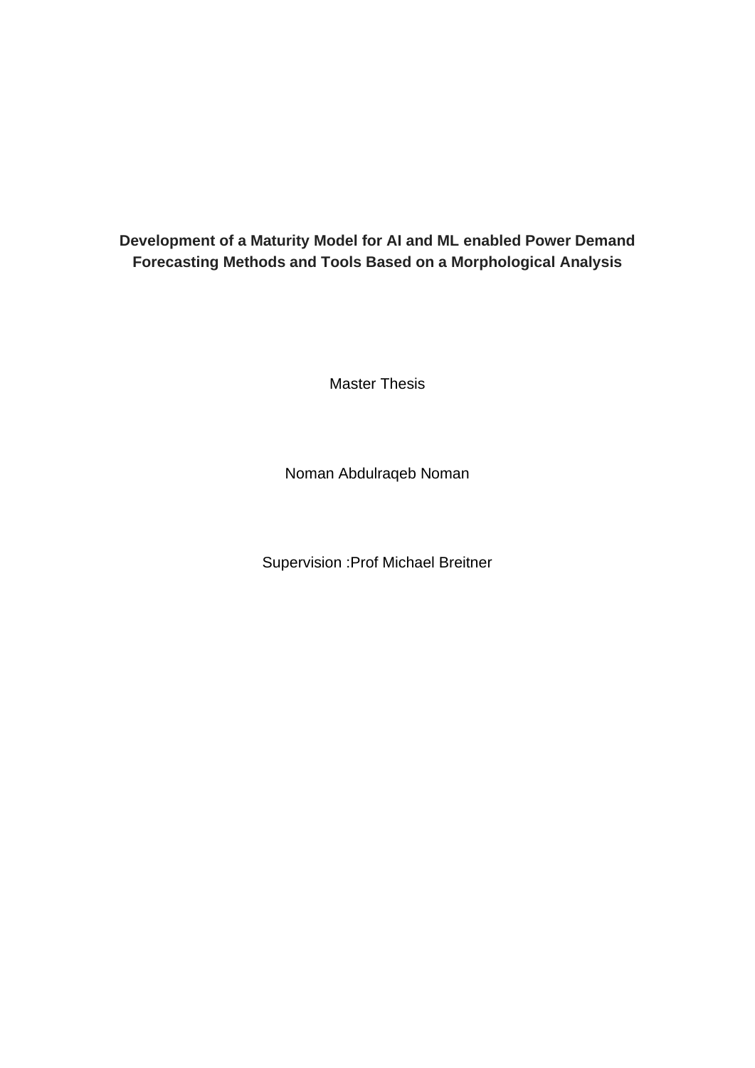# Development of a Maturity Model for AI and ML enabled Power Demand Forecasting Methods and Tools Based on a Morphological Analysis

Master Thesis

Noman Abdulraqeb Noman

Supervision :Prof Michael Breitner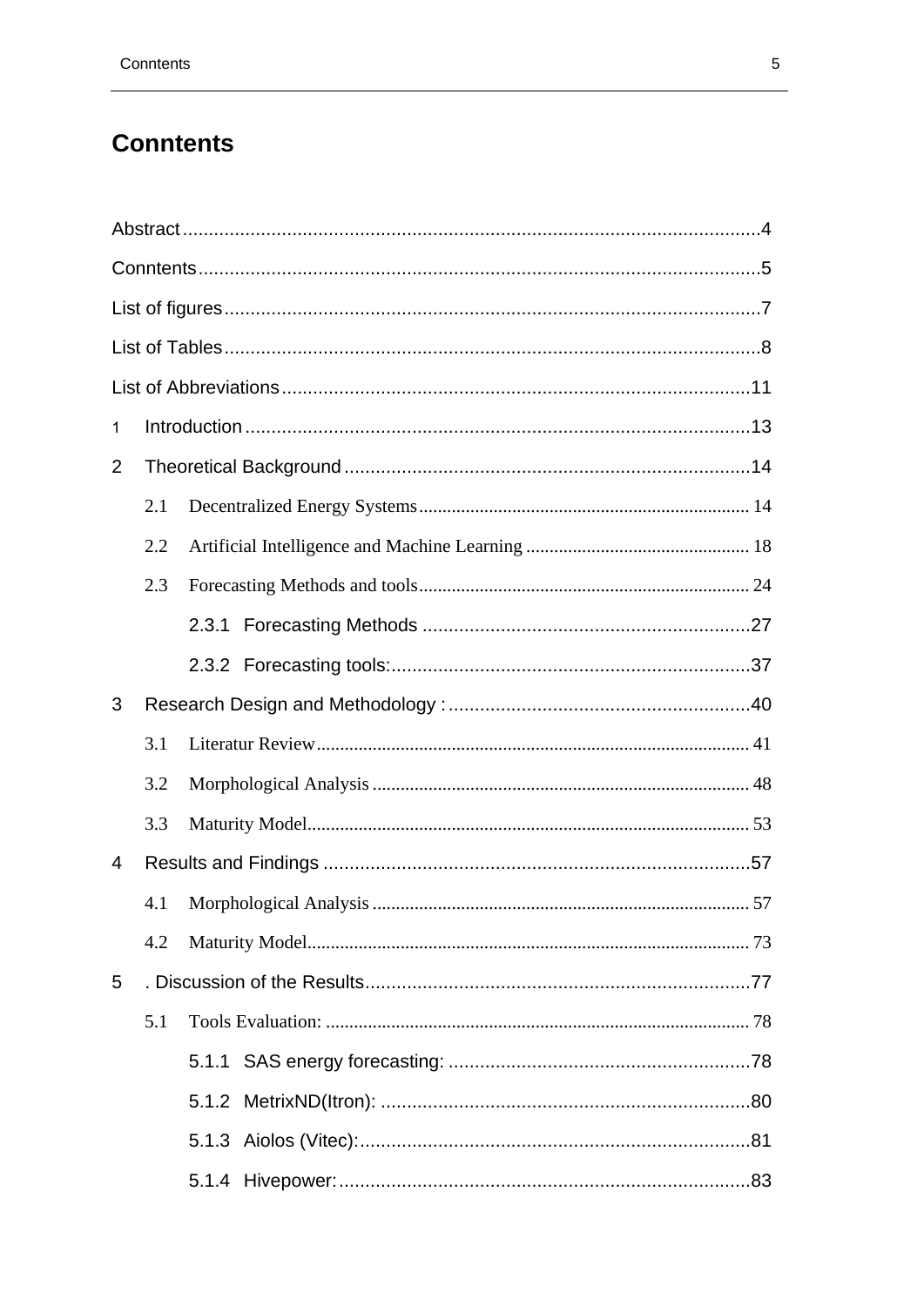# Conntents

Abstract .......................................................................................................... 4

Conntents ........................................................................................................ 5

List of figures ................................................................................................... 7

List of Tables ................................................................................................... 8

List of Abbreviations ...................................................................................... 11

1 Introduction ................................................................................................. 13

2 Theoretical Background .............................................................................. 14

- 2.1 Decentralized Energy Systems ............................................................ 14
- 2.2 Artificial Intelligence and Machine Learning ....................................... 18
- 2.3 Forecasting Methods and tools ............................................................ 24
  - 2.3.1 Forecasting Methods ..................................................................... 27
  - 2.3.2 Forecasting tools: .......................................................................... 37

3 Research Design and Methodology : ............................................................ 40

- 3.1 Literatur Review ................................................................................... 41
- 3.2 Morphological Analysis ....................................................................... 48
- 3.3 Maturity Model ..................................................................................... 53

4 Results and Findings .................................................................................... 57

- 4.1 Morphological Analysis ....................................................................... 57
- 4.2 Maturity Model ..................................................................................... 73

5 . Discussion of the Results ........................................................................... 77

- 5.1 Tools Evaluation: .................................................................................. 78
  - 5.1.1 SAS energy forecasting: ................................................................. 78
  - 5.1.2 MetrixND(Itron): ........................................................................... 80
  - 5.1.3 Aiolos (Vitec): ............................................................................... 81
  - 5.1.4 Hivepower: .................................................................................... 83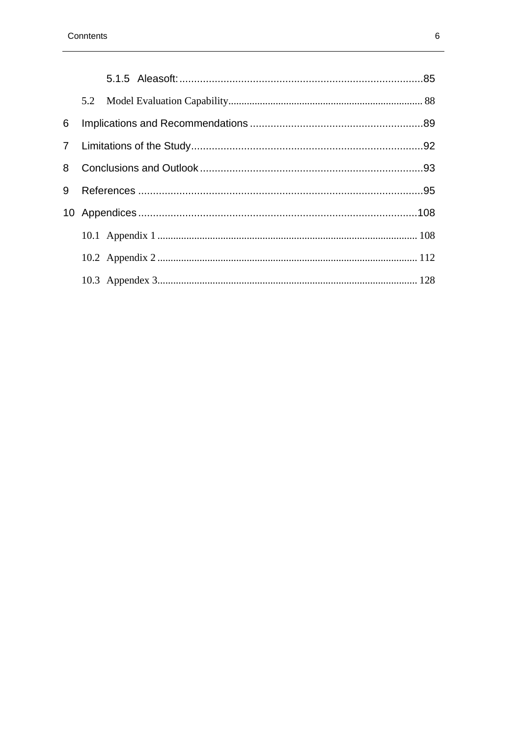5.1.5 Aleasoft: ...................................................................................85

5.2 Model Evaluation Capability........................................................................... 88

6 Implications and Recommendations ...........................................................89

7 Limitations of the Study...............................................................................92

8 Conclusions and Outlook ............................................................................93

9 References .................................................................................................95

10 Appendices ..............................................................................................108

10.1 Appendix 1 .................................................................................................. 108

10.2 Appendix 2 .................................................................................................. 112

10.3 Appendex 3.................................................................................................. 128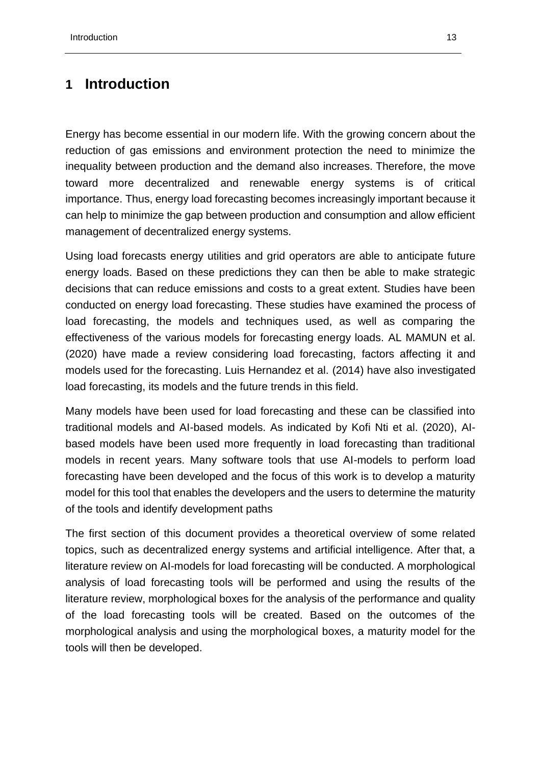# 1 Introduction

Energy has become essential in our modern life. With the growing concern about the reduction of gas emissions and environment protection the need to minimize the inequality between production and the demand also increases. Therefore, the move toward more decentralized and renewable energy systems is of critical importance. Thus, energy load forecasting becomes increasingly important because it can help to minimize the gap between production and consumption and allow efficient management of decentralized energy systems.

Using load forecasts energy utilities and grid operators are able to anticipate future energy loads. Based on these predictions they can then be able to make strategic decisions that can reduce emissions and costs to a great extent. Studies have been conducted on energy load forecasting. These studies have examined the process of load forecasting, the models and techniques used, as well as comparing the effectiveness of the various models for forecasting energy loads. AL MAMUN et al. (2020) have made a review considering load forecasting, factors affecting it and models used for the forecasting. Luis Hernandez et al. (2014) have also investigated load forecasting, its models and the future trends in this field.

Many models have been used for load forecasting and these can be classified into traditional models and AI-based models. As indicated by Kofi Nti et al. (2020), AI-based models have been used more frequently in load forecasting than traditional models in recent years. Many software tools that use AI-models to perform load forecasting have been developed and the focus of this work is to develop a maturity model for this tool that enables the developers and the users to determine the maturity of the tools and identify development paths

The first section of this document provides a theoretical overview of some related topics, such as decentralized energy systems and artificial intelligence. After that, a literature review on AI-models for load forecasting will be conducted. A morphological analysis of load forecasting tools will be performed and using the results of the literature review, morphological boxes for the analysis of the performance and quality of the load forecasting tools will be created. Based on the outcomes of the morphological analysis and using the morphological boxes, a maturity model for the tools will then be developed.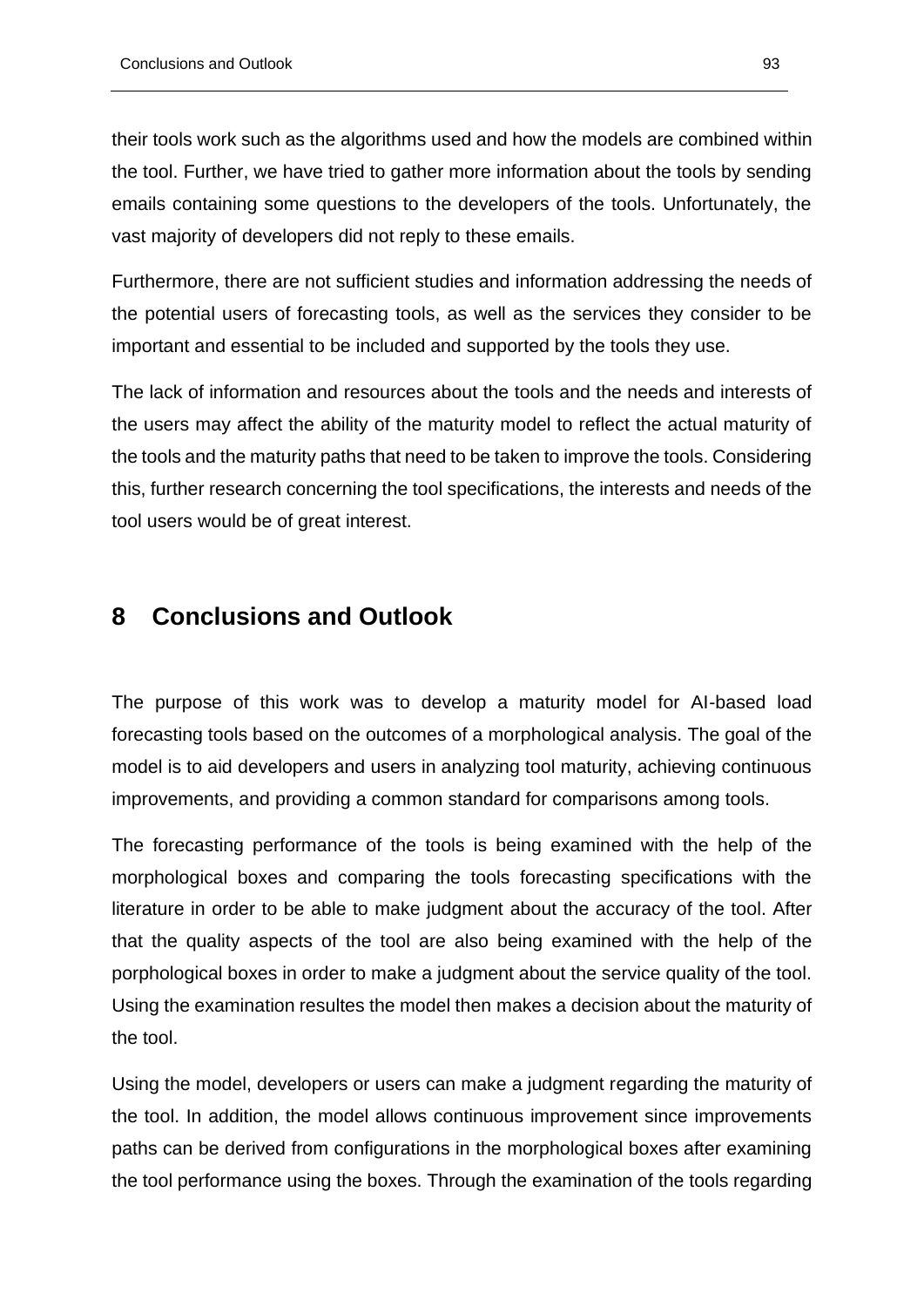their tools work such as the algorithms used and how the models are combined within the tool. Further, we have tried to gather more information about the tools by sending emails containing some questions to the developers of the tools. Unfortunately, the vast majority of developers did not reply to these emails.

Furthermore, there are not sufficient studies and information addressing the needs of the potential users of forecasting tools, as well as the services they consider to be important and essential to be included and supported by the tools they use.

The lack of information and resources about the tools and the needs and interests of the users may affect the ability of the maturity model to reflect the actual maturity of the tools and the maturity paths that need to be taken to improve the tools. Considering this, further research concerning the tool specifications, the interests and needs of the tool users would be of great interest.

# 8 Conclusions and Outlook

The purpose of this work was to develop a maturity model for AI-based load forecasting tools based on the outcomes of a morphological analysis. The goal of the model is to aid developers and users in analyzing tool maturity, achieving continuous improvements, and providing a common standard for comparisons among tools.

The forecasting performance of the tools is being examined with the help of the morphological boxes and comparing the tools forecasting specifications with the literature in order to be able to make judgment about the accuracy of the tool. After that the quality aspects of the tool are also being examined with the help of the porphological boxes in order to make a judgment about the service quality of the tool. Using the examination resultes the model then makes a decision about the maturity of the tool.

Using the model, developers or users can make a judgment regarding the maturity of the tool. In addition, the model allows continuous improvement since improvements paths can be derived from configurations in the morphological boxes after examining the tool performance using the boxes. Through the examination of the tools regarding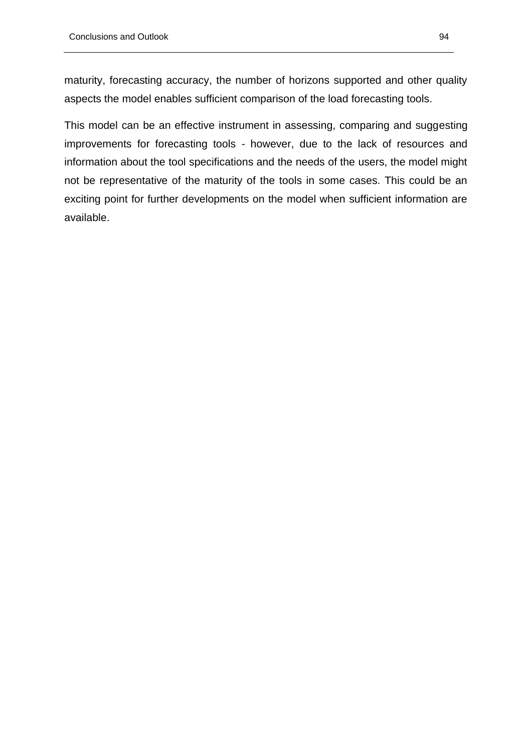maturity, forecasting accuracy, the number of horizons supported and other quality aspects the model enables sufficient comparison of the load forecasting tools.

This model can be an effective instrument in assessing, comparing and suggesting improvements for forecasting tools - however, due to the lack of resources and information about the tool specifications and the needs of the users, the model might not be representative of the maturity of the tools in some cases. This could be an exciting point for further developments on the model when sufficient information are available.